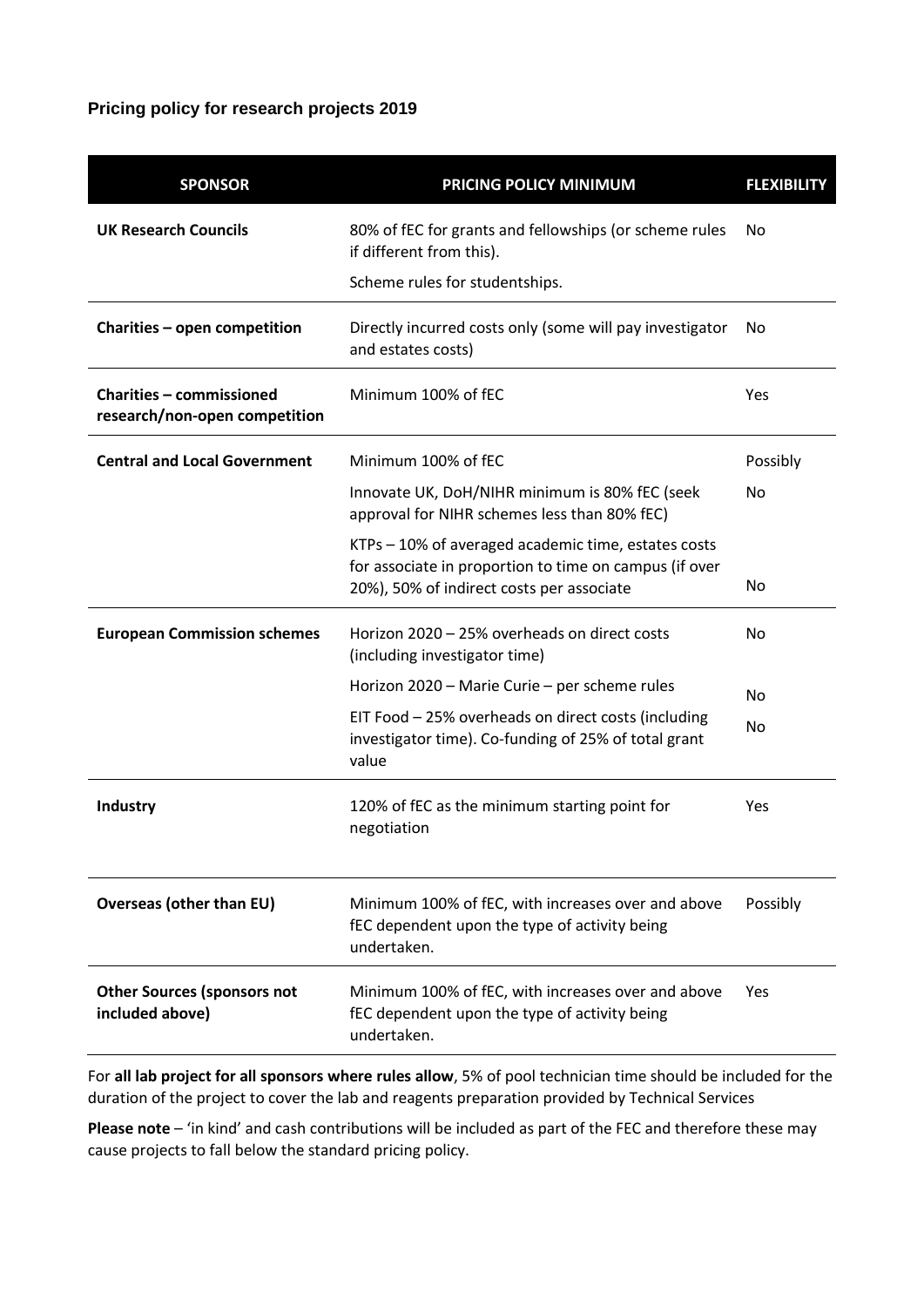### Pricing policy for research projects 2019

| SPONSOR | PRICING POLICY MINIMUM | FLEXIBILITY |
|---|---|---|
| **UK Research Councils** | 80% of fEC for grants and fellowships (or scheme rules if different from this).<br>Scheme rules for studentships. | No |
| **Charities – open competition** | Directly incurred costs only (some will pay investigator and estates costs) | No |
| **Charities – commissioned research/non-open competition** | Minimum 100% of fEC | Yes |
| **Central and Local Government** | Minimum 100% of fEC | Possibly |
| | Innovate UK, DoH/NIHR minimum is 80% fEC (seek approval for NIHR schemes less than 80% fEC) | No |
| | KTPs – 10% of averaged academic time, estates costs for associate in proportion to time on campus (if over 20%), 50% of indirect costs per associate | No |
| **European Commission schemes** | Horizon 2020 – 25% overheads on direct costs (including investigator time) | No |
| | Horizon 2020 – Marie Curie – per scheme rules | No |
| | EIT Food – 25% overheads on direct costs (including investigator time). Co-funding of 25% of total grant value | No |
| **Industry** | 120% of fEC as the minimum starting point for negotiation | Yes |
| **Overseas (other than EU)** | Minimum 100% of fEC, with increases over and above fEC dependent upon the type of activity being undertaken. | Possibly |
| **Other Sources (sponsors not included above)** | Minimum 100% of fEC, with increases over and above fEC dependent upon the type of activity being undertaken. | Yes |

For **all lab project for all sponsors where rules allow**, 5% of pool technician time should be included for the duration of the project to cover the lab and reagents preparation provided by Technical Services

**Please note** – 'in kind' and cash contributions will be included as part of the FEC and therefore these may cause projects to fall below the standard pricing policy.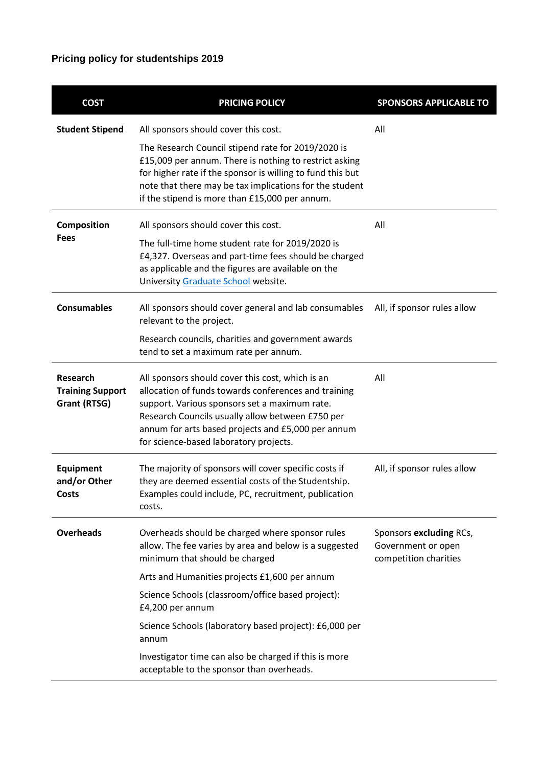### Pricing policy for studentships 2019

| COST | PRICING POLICY | SPONSORS APPLICABLE TO |
|---|---|---|
| **Student Stipend** | All sponsors should cover this cost.<br><br>The Research Council stipend rate for 2019/2020 is £15,009 per annum. There is nothing to restrict asking for higher rate if the sponsor is willing to fund this but note that there may be tax implications for the student if the stipend is more than £15,000 per annum. | All |
| **Composition Fees** | All sponsors should cover this cost.<br><br>The full-time home student rate for 2019/2020 is £4,327. Overseas and part-time fees should be charged as applicable and the figures are available on the University Graduate School website. | All |
| **Consumables** | All sponsors should cover general and lab consumables relevant to the project.<br><br>Research councils, charities and government awards tend to set a maximum rate per annum. | All, if sponsor rules allow |
| **Research Training Support Grant (RTSG)** | All sponsors should cover this cost, which is an allocation of funds towards conferences and training support. Various sponsors set a maximum rate. Research Councils usually allow between £750 per annum for arts based projects and £5,000 per annum for science-based laboratory projects. | All |
| **Equipment and/or Other Costs** | The majority of sponsors will cover specific costs if they are deemed essential costs of the Studentship. Examples could include, PC, recruitment, publication costs. | All, if sponsor rules allow |
| **Overheads** | Overheads should be charged where sponsor rules allow. The fee varies by area and below is a suggested minimum that should be charged<br><br>Arts and Humanities projects £1,600 per annum<br><br>Science Schools (classroom/office based project): £4,200 per annum<br><br>Science Schools (laboratory based project): £6,000 per annum<br><br>Investigator time can also be charged if this is more acceptable to the sponsor than overheads. | Sponsors **excluding** RCs, Government or open competition charities |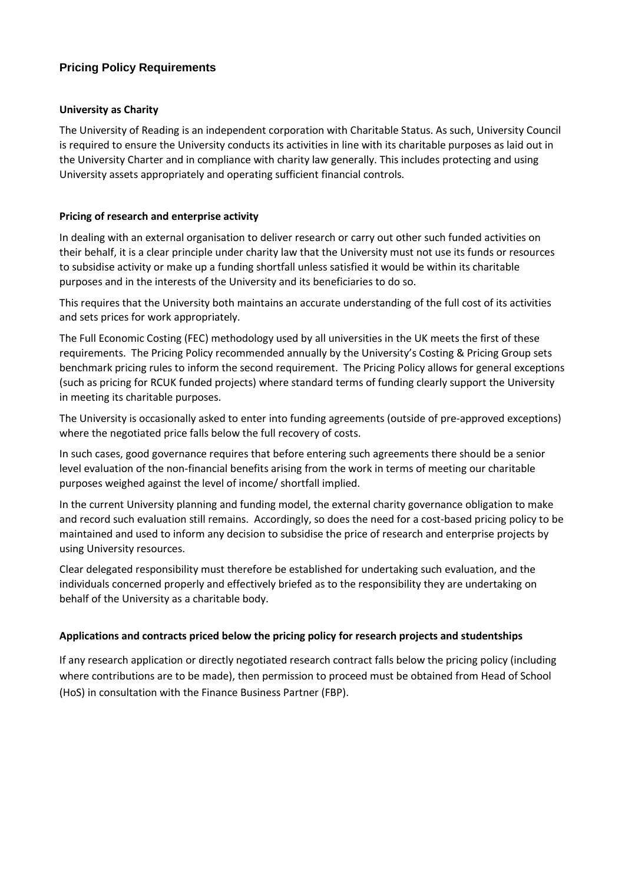## Pricing Policy Requirements

### University as Charity

The University of Reading is an independent corporation with Charitable Status. As such, University Council is required to ensure the University conducts its activities in line with its charitable purposes as laid out in the University Charter and in compliance with charity law generally. This includes protecting and using University assets appropriately and operating sufficient financial controls.

### Pricing of research and enterprise activity

In dealing with an external organisation to deliver research or carry out other such funded activities on their behalf, it is a clear principle under charity law that the University must not use its funds or resources to subsidise activity or make up a funding shortfall unless satisfied it would be within its charitable purposes and in the interests of the University and its beneficiaries to do so.

This requires that the University both maintains an accurate understanding of the full cost of its activities and sets prices for work appropriately.

The Full Economic Costing (FEC) methodology used by all universities in the UK meets the first of these requirements. The Pricing Policy recommended annually by the University's Costing & Pricing Group sets benchmark pricing rules to inform the second requirement. The Pricing Policy allows for general exceptions (such as pricing for RCUK funded projects) where standard terms of funding clearly support the University in meeting its charitable purposes.

The University is occasionally asked to enter into funding agreements (outside of pre-approved exceptions) where the negotiated price falls below the full recovery of costs.

In such cases, good governance requires that before entering such agreements there should be a senior level evaluation of the non-financial benefits arising from the work in terms of meeting our charitable purposes weighed against the level of income/ shortfall implied.

In the current University planning and funding model, the external charity governance obligation to make and record such evaluation still remains. Accordingly, so does the need for a cost-based pricing policy to be maintained and used to inform any decision to subsidise the price of research and enterprise projects by using University resources.

Clear delegated responsibility must therefore be established for undertaking such evaluation, and the individuals concerned properly and effectively briefed as to the responsibility they are undertaking on behalf of the University as a charitable body.

### Applications and contracts priced below the pricing policy for research projects and studentships

If any research application or directly negotiated research contract falls below the pricing policy (including where contributions are to be made), then permission to proceed must be obtained from Head of School (HoS) in consultation with the Finance Business Partner (FBP).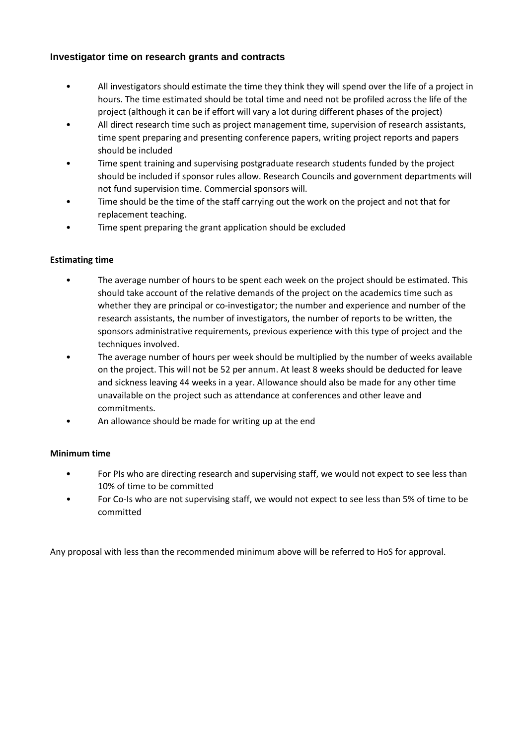### Investigator time on research grants and contracts

- All investigators should estimate the time they think they will spend over the life of a project in hours. The time estimated should be total time and need not be profiled across the life of the project (although it can be if effort will vary a lot during different phases of the project)
- All direct research time such as project management time, supervision of research assistants, time spent preparing and presenting conference papers, writing project reports and papers should be included
- Time spent training and supervising postgraduate research students funded by the project should be included if sponsor rules allow. Research Councils and government departments will not fund supervision time. Commercial sponsors will.
- Time should be the time of the staff carrying out the work on the project and not that for replacement teaching.
- Time spent preparing the grant application should be excluded

**Estimating time**

- The average number of hours to be spent each week on the project should be estimated. This should take account of the relative demands of the project on the academics time such as whether they are principal or co-investigator; the number and experience and number of the research assistants, the number of investigators, the number of reports to be written, the sponsors administrative requirements, previous experience with this type of project and the techniques involved.
- The average number of hours per week should be multiplied by the number of weeks available on the project. This will not be 52 per annum. At least 8 weeks should be deducted for leave and sickness leaving 44 weeks in a year. Allowance should also be made for any other time unavailable on the project such as attendance at conferences and other leave and commitments.
- An allowance should be made for writing up at the end

**Minimum time**

- For PIs who are directing research and supervising staff, we would not expect to see less than 10% of time to be committed
- For Co-Is who are not supervising staff, we would not expect to see less than 5% of time to be committed

Any proposal with less than the recommended minimum above will be referred to HoS for approval.